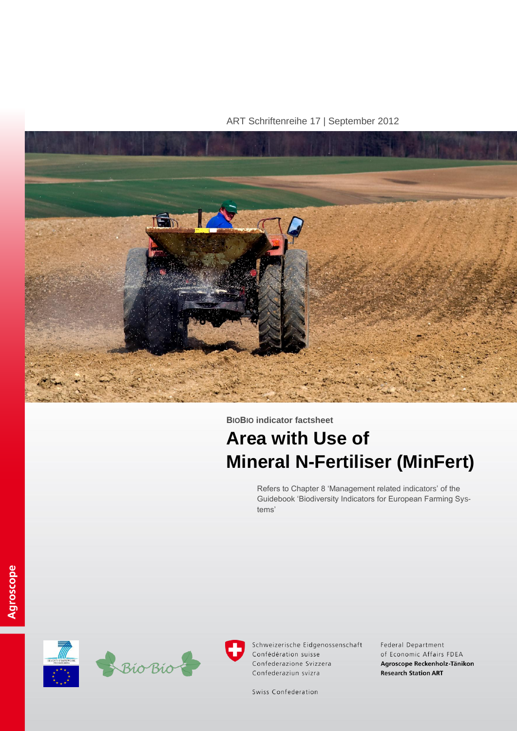ART Schriftenreihe 17 | September 2012

**BioBio indicator factsheet**

# Area with Use of Mineral N-Fertiliser (MinFert)

Refers to Chapter 8 'Management related indicators' of the Guidebook 'Biodiversity Indicators for European Farming Systems'

Agroscope

Schweizerische Eidgenossenschaft
Confédération suisse
Confederazione Svizzera
Confederaziun svizra

Swiss Confederation

Federal Department of Economic Affairs FDEA
**Agroscope Reckenholz-Tänikon Research Station ART**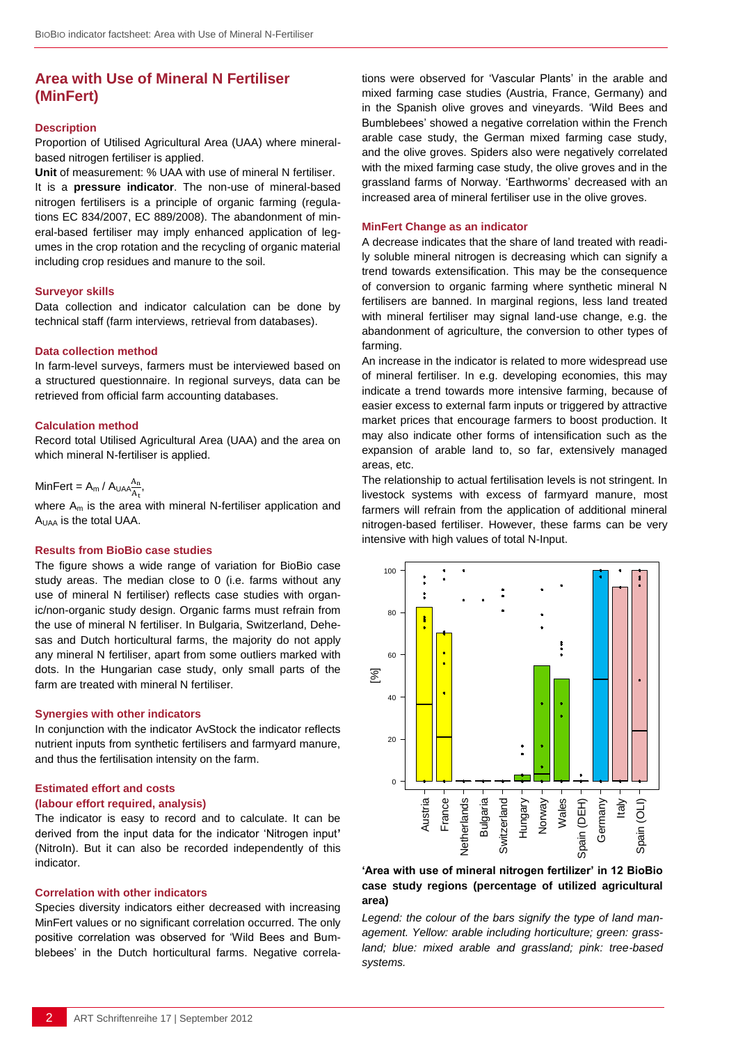## Area with Use of Mineral N Fertiliser (MinFert)

### Description

Proportion of Utilised Agricultural Area (UAA) where mineral-based nitrogen fertiliser is applied.

**Unit** of measurement: % UAA with use of mineral N fertiliser.

It is a **pressure indicator**. The non-use of mineral-based nitrogen fertilisers is a principle of organic farming (regulations EC 834/2007, EC 889/2008). The abandonment of mineral-based fertiliser may imply enhanced application of legumes in the crop rotation and the recycling of organic material including crop residues and manure to the soil.

### Surveyor skills

Data collection and indicator calculation can be done by technical staff (farm interviews, retrieval from databases).

### Data collection method

In farm-level surveys, farmers must be interviewed based on a structured questionnaire. In regional surveys, data can be retrieved from official farm accounting databases.

### Calculation method

Record total Utilised Agricultural Area (UAA) and the area on which mineral N-fertiliser is applied.

MinFert = $A_m / A_{UAA} \frac{A_n}{A_t}$,

where $A_m$ is the area with mineral N-fertiliser application and $A_{UAA}$ is the total UAA.

### Results from BioBio case studies

The figure shows a wide range of variation for BioBio case study areas. The median close to 0 (i.e. farms without any use of mineral N fertiliser) reflects case studies with organic/non-organic study design. Organic farms must refrain from the use of mineral N fertiliser. In Bulgaria, Switzerland, Dehesas and Dutch horticultural farms, the majority do not apply any mineral N fertiliser, apart from some outliers marked with dots. In the Hungarian case study, only small parts of the farm are treated with mineral N fertiliser.

### Synergies with other indicators

In conjunction with the indicator AvStock the indicator reflects nutrient inputs from synthetic fertilisers and farmyard manure, and thus the fertilisation intensity on the farm.

### Estimated effort and costs (labour effort required, analysis)

The indicator is easy to record and to calculate. It can be derived from the input data for the indicator 'Nitrogen input' (NitroIn). But it can also be recorded independently of this indicator.

### Correlation with other indicators

Species diversity indicators either decreased with increasing MinFert values or no significant correlation occurred. The only positive correlation was observed for 'Wild Bees and Bumblebees' in the Dutch horticultural farms. Negative correlations were observed for 'Vascular Plants' in the arable and mixed farming case studies (Austria, France, Germany) and in the Spanish olive groves and vineyards. 'Wild Bees and Bumblebees' showed a negative correlation within the French arable case study, the German mixed farming case study, and the olive groves. Spiders also were negatively correlated with the mixed farming case study, the olive groves and in the grassland farms of Norway. 'Earthworms' decreased with an increased area of mineral fertiliser use in the olive groves.

### MinFert Change as an indicator

A decrease indicates that the share of land treated with readily soluble mineral nitrogen is decreasing which can signify a trend towards extensification. This may be the consequence of conversion to organic farming where synthetic mineral N fertilisers are banned. In marginal regions, less land treated with mineral fertiliser may signal land-use change, e.g. the abandonment of agriculture, the conversion to other types of farming.

An increase in the indicator is related to more widespread use of mineral fertiliser. In e.g. developing economies, this may indicate a trend towards more intensive farming, because of easier excess to external farm inputs or triggered by attractive market prices that encourage farmers to boost production. It may also indicate other forms of intensification such as the expansion of arable land to, so far, extensively managed areas, etc.

The relationship to actual fertilisation levels is not stringent. In livestock systems with excess of farmyard manure, most farmers will refrain from the application of additional mineral nitrogen-based fertiliser. However, these farms can be very intensive with high values of total N-Input.

**'Area with use of mineral nitrogen fertilizer' in 12 BioBio case study regions (percentage of utilized agricultural area)**

*Legend: the colour of the bars signify the type of land management. Yellow: arable including horticulture; green: grassland; blue: mixed arable and grassland; pink: tree-based systems.*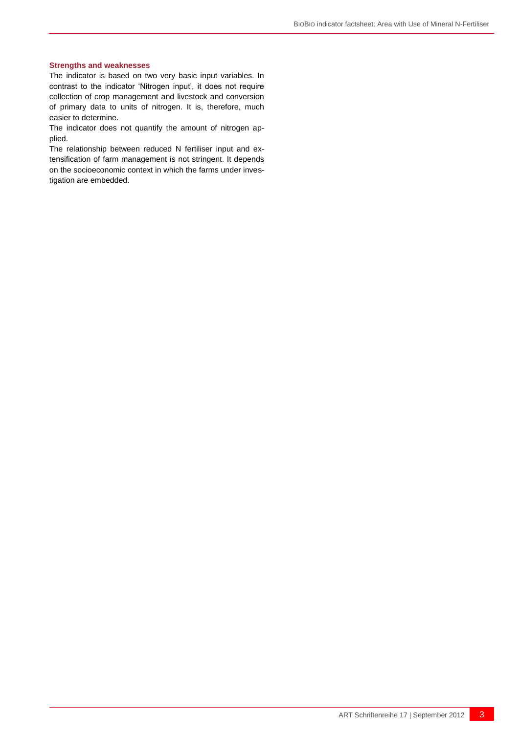### Strengths and weaknesses

The indicator is based on two very basic input variables. In contrast to the indicator 'Nitrogen input', it does not require collection of crop management and livestock and conversion of primary data to units of nitrogen. It is, therefore, much easier to determine.

The indicator does not quantify the amount of nitrogen applied.

The relationship between reduced N fertiliser input and extensification of farm management is not stringent. It depends on the socioeconomic context in which the farms under investigation are embedded.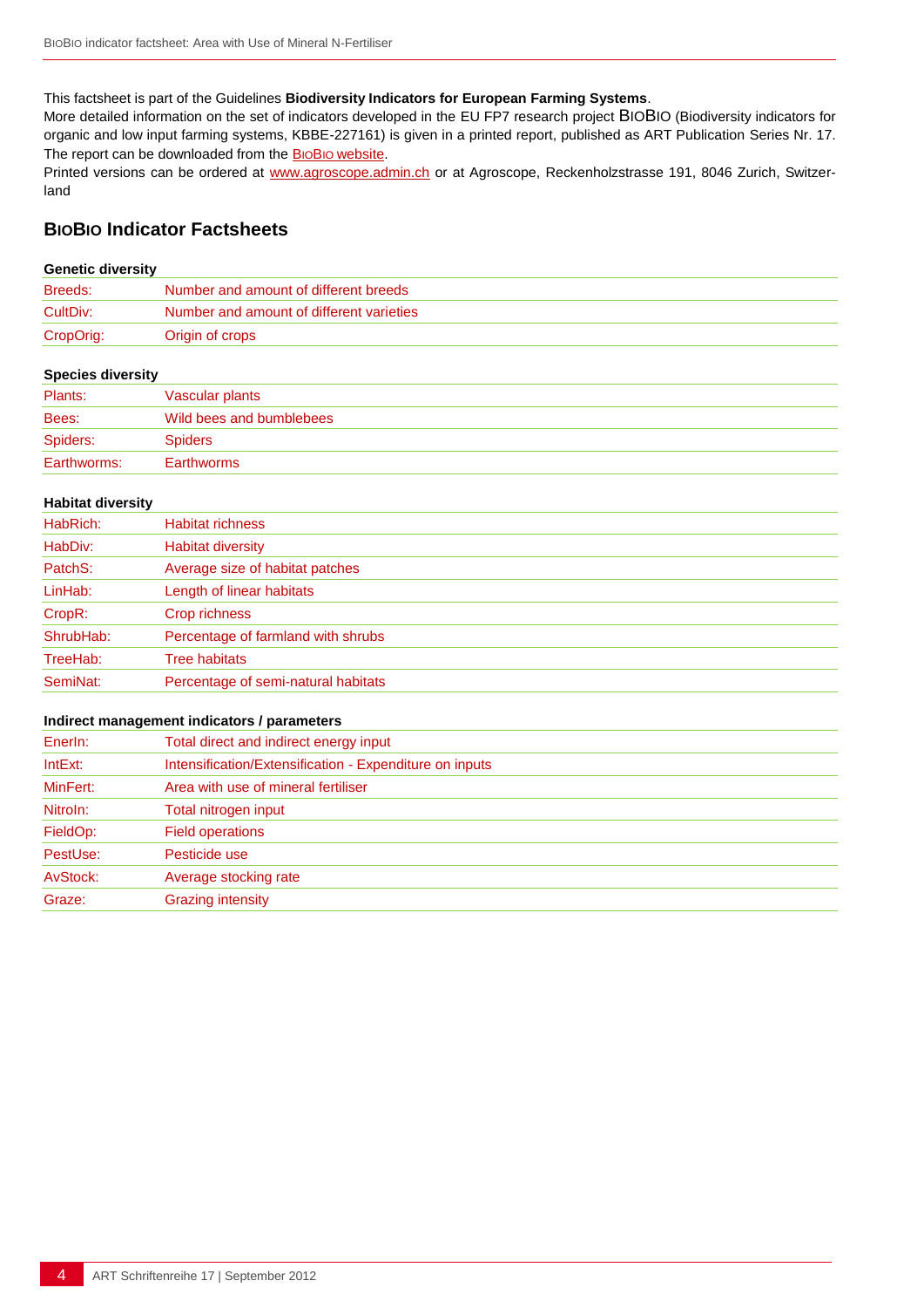This factsheet is part of the Guidelines **Biodiversity Indicators for European Farming Systems**.
More detailed information on the set of indicators developed in the EU FP7 research project BIOBIO (Biodiversity indicators for organic and low input farming systems, KBBE-227161) is given in a printed report, published as ART Publication Series Nr. 17. The report can be downloaded from the BIOBIO website.
Printed versions can be ordered at www.agroscope.admin.ch or at Agroscope, Reckenholzstrasse 191, 8046 Zurich, Switzerland

## BIOBIO Indicator Factsheets

**Genetic diversity**

| | |
|---|---|
| Breeds: | Number and amount of different breeds |
| CultDiv: | Number and amount of different varieties |
| CropOrig: | Origin of crops |

**Species diversity**

| | |
|---|---|
| Plants: | Vascular plants |
| Bees: | Wild bees and bumblebees |
| Spiders: | Spiders |
| Earthworms: | Earthworms |

**Habitat diversity**

| | |
|---|---|
| HabRich: | Habitat richness |
| HabDiv: | Habitat diversity |
| PatchS: | Average size of habitat patches |
| LinHab: | Length of linear habitats |
| CropR: | Crop richness |
| ShrubHab: | Percentage of farmland with shrubs |
| TreeHab: | Tree habitats |
| SemiNat: | Percentage of semi-natural habitats |

**Indirect management indicators / parameters**

| | |
|---|---|
| EnerIn: | Total direct and indirect energy input |
| IntExt: | Intensification/Extensification - Expenditure on inputs |
| MinFert: | Area with use of mineral fertiliser |
| NitroIn: | Total nitrogen input |
| FieldOp: | Field operations |
| PestUse: | Pesticide use |
| AvStock: | Average stocking rate |
| Graze: | Grazing intensity |